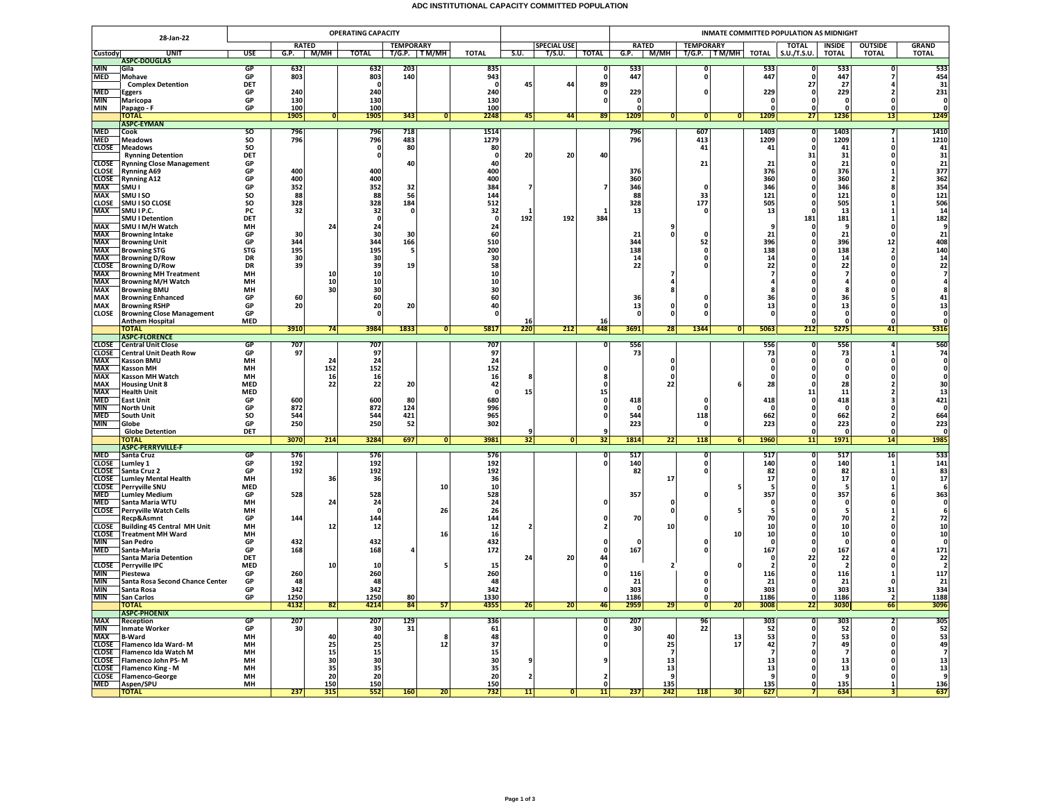# ADC INSTITUTIONAL CAPACITY COMMITTED POPULATION

| 28-Jan-22 | | | OPERATING CAPACITY | | | | | | | | | INMATE COMMITTED POPULATION AS MIDNIGHT | | | | | | | | |
|---|---|---|---|---|---|---|---|---|---|---|---|---|---|---|---|---|---|---|---|---|
| | | | RATED | | | TEMPORARY | | | SPECIAL USE | | | RATED | | TEMPORARY | | | TOTAL | INSIDE | OUTSIDE | GRAND |
| Custody | UNIT | USE | G.P. | M/MH | TOTAL | T/G.P. | T M/MH | TOTAL | S.U. | T/S.U. | TOTAL | G.P. | M/MH | T/G.P. | T M/MH | TOTAL | S.U./T.S.U. | TOTAL | TOTAL | TOTAL |
| | **ASPC-DOUGLAS** | | | | | | | | | | | | | | | | | | | |
| MIN | Gila | GP | 632 | | 632 | 203 | | 835 | | | 0 | 533 | | 0 | | 533 | 0 | 533 | 0 | 533 |
| MED | Mohave | GP | 803 | | 803 | 140 | | 943 | | | 0 | 447 | | 0 | | 447 | 0 | 447 | 7 | 454 |
| | Complex Detention | DET | | | 0 | | | 0 | 45 | 44 | 89 | | | | | | 27 | 27 | 4 | 31 |
| MED | Eggers | GP | 240 | | 240 | | | 240 | | | 0 | 229 | | 0 | | 229 | 0 | 229 | 2 | 231 |
| MIN | Maricopa | GP | 130 | | 130 | | | 130 | | | 0 | 0 | | | | 0 | 0 | 0 | 0 | 0 |
| MIN | Papago - F | GP | 100 | | 100 | | | 100 | | | | 0 | | | | 0 | 0 | 0 | 0 | 0 |
| | **TOTAL** | | 1905 | 0 | 1905 | 343 | 0 | 2248 | 45 | 44 | 89 | 1209 | 0 | 0 | 0 | 1209 | 27 | 1236 | 13 | 1249 |
| | **ASPC-EYMAN** | | | | | | | | | | | | | | | | | | | |
| MED | Cook | SO | 796 | | 796 | 718 | | 1514 | | | | 796 | | 607 | | 1403 | 0 | 1403 | 7 | 1410 |
| MED | Meadows | SO | 796 | | 796 | 483 | | 1279 | | | | 796 | | 413 | | 1209 | 0 | 1209 | 1 | 1210 |
| CLOSE | Meadows | SO | | | 0 | 80 | | 80 | | | | | | 41 | | 41 | 0 | 41 | 0 | 41 |
| | Rynning Detention | DET | | | 0 | | | 0 | 20 | 20 | 40 | | | | | | 31 | 31 | 0 | 31 |
| CLOSE | Rynning Close Management | GP | | | | 40 | | 40 | | | | | | 21 | | 21 | 0 | 21 | 0 | 21 |
| CLOSE | Rynning A69 | GP | 400 | | 400 | | | 400 | | | | 376 | | | | 376 | 0 | 376 | 1 | 377 |
| CLOSE | Rynning A12 | GP | 400 | | 400 | | | 400 | | | | 360 | | | | 360 | 0 | 360 | 2 | 362 |
| MAX | SMU I | GP | 352 | | 352 | 32 | | 384 | 7 | | 7 | 346 | | 0 | | 346 | 0 | 346 | 8 | 354 |
| MAX | SMU I SO | SO | 88 | | 88 | 56 | | 144 | | | | 88 | | 33 | | 121 | 0 | 121 | 0 | 121 |
| CLOSE | SMU I SO CLOSE | SO | 328 | | 328 | 184 | | 512 | | | | 328 | | 177 | | 505 | 0 | 505 | 1 | 506 |
| MAX | SMU I P.C. | PC | 32 | | 32 | 0 | | 32 | 1 | | 1 | 13 | | 0 | | 13 | 0 | 13 | 1 | 14 |
| | SMU I Detention | DET | | | 0 | | | 0 | 192 | 192 | 384 | | | | | | 181 | 181 | 1 | 182 |
| MAX | SMU I M/H Watch | MH | | 24 | 24 | | | 24 | | | | | 9 | | | 9 | 0 | 9 | 0 | 9 |
| MAX | Browning Intake | GP | 30 | | 30 | 30 | | 60 | | | | 21 | 0 | 0 | | 21 | 0 | 21 | 0 | 21 |
| MAX | Browning Unit | GP | 344 | | 344 | 166 | | 510 | | | | 344 | | 52 | | 396 | 0 | 396 | 12 | 408 |
| MAX | Browning STG | STG | 195 | | 195 | 5 | | 200 | | | | 138 | | 0 | | 138 | 0 | 138 | 2 | 140 |
| MAX | Browning D/Row | DR | 30 | | 30 | | | 30 | | | | 14 | | 0 | | 14 | 0 | 14 | 0 | 14 |
| CLOSE | Browning D/Row | DR | 39 | | 39 | 19 | | 58 | | | | 22 | | 0 | | 22 | 0 | 22 | 0 | 22 |
| MAX | Browning MH Treatment | MH | | 10 | 10 | | | 10 | | | | | 7 | | | 7 | 0 | 7 | 0 | 7 |
| MAX | Browning M/H Watch | MH | | 10 | 10 | | | 10 | | | | | 4 | | | 4 | 0 | 4 | 0 | 4 |
| MAX | Browning BMU | MH | | 30 | 30 | | | 30 | | | | | 8 | | | 8 | 0 | 8 | 0 | 8 |
| MAX | Browning Enhanced | GP | 60 | | 60 | | | 60 | | | | 36 | | 0 | | 36 | 0 | 36 | 5 | 41 |
| MAX | Browning RSHP | GP | 20 | | 20 | 20 | | 40 | | | | 13 | 0 | 0 | | 13 | 0 | 13 | 0 | 13 |
| CLOSE | Browning Close Management | GP | | | | | | 0 | | | | 0 | 0 | 0 | | 0 | 0 | 0 | 0 | 0 |
| | Anthem Hospital | MED | | | | | | | 16 | | 16 | | | | | | 0 | 0 | 0 | 0 |
| | **TOTAL** | | 3910 | 74 | 3984 | 1833 | 0 | 5817 | 220 | 212 | 448 | 3691 | 28 | 1344 | 0 | 5063 | 212 | 5275 | 41 | 5316 |
| | **ASPC-FLORENCE** | | | | | | | | | | | | | | | | | | | |
| CLOSE | Central Unit Close | GP | 707 | | 707 | | | 707 | | | 0 | 556 | | | | 556 | 0 | 556 | 4 | 560 |
| CLOSE | Central Unit Death Row | GP | 97 | | 97 | | | 97 | | | | 73 | | | | 73 | 0 | 73 | 1 | 74 |
| MAX | Kasson BMU | MH | | 24 | 24 | | | 24 | | | | | 0 | | | 0 | 0 | 0 | 0 | 0 |
| MAX | Kasson MH | MH | | 152 | 152 | | | 152 | | | 0 | | 0 | | | 0 | 0 | 0 | 0 | 0 |
| MAX | Kasson MH Watch | MH | | 16 | 16 | | | 16 | 8 | | 8 | | 0 | | | 0 | 0 | 0 | 0 | 0 |
| MAX | Housing Unit 8 | MED | | 22 | 22 | 20 | | 42 | | | 0 | | 22 | | 6 | 28 | 0 | 28 | 2 | 30 |
| MAX | Health Unit | MED | | | | | | 0 | 15 | | 15 | | | | | | 11 | 11 | 2 | 13 |
| MED | East Unit | GP | 600 | | 600 | 80 | | 680 | | | 0 | 418 | | 0 | | 418 | 0 | 418 | 3 | 421 |
| MIN | North Unit | GP | 872 | | 872 | 124 | | 996 | | | 0 | 0 | | 0 | | 0 | 0 | 0 | 0 | 0 |
| MED | South Unit | SO | 544 | | 544 | 421 | | 965 | | | 0 | 544 | | 118 | | 662 | 0 | 662 | 2 | 664 |
| MIN | Globe | GP | 250 | | 250 | 52 | | 302 | | | | 223 | | 0 | | 223 | 0 | 223 | 0 | 223 |
| | Globe Detention | DET | | | | | | | 9 | | 9 | | | | | | 0 | 0 | 0 | 0 |
| | **TOTAL** | | 3070 | 214 | 3284 | 697 | 0 | 3981 | 32 | 0 | 32 | 1814 | 22 | 118 | 6 | 1960 | 11 | 1971 | 14 | 1985 |
| | **ASPC-PERRYVILLE-F** | | | | | | | | | | | | | | | | | | | |
| MED | Santa Cruz | GP | 576 | | 576 | | | 576 | | | 0 | 517 | | 0 | | 517 | 0 | 517 | 16 | 533 |
| CLOSE | Lumley 1 | GP | 192 | | 192 | | | 192 | | | 0 | 140 | | 0 | | 140 | 0 | 140 | 1 | 141 |
| CLOSE | Santa Cruz 2 | GP | 192 | | 192 | | | 192 | | | | 82 | | 0 | | 82 | 0 | 82 | 1 | 83 |
| CLOSE | Lumley Mental Health | MH | | 36 | 36 | | | 36 | | | | | 17 | | | 17 | 0 | 17 | 0 | 17 |
| CLOSE | Perryville SNU | MED | | | | | 10 | 10 | | | | | | | 5 | 5 | 0 | 5 | 1 | 6 |
| MED | Lumley Medium | GP | 528 | | 528 | | | 528 | | | | 357 | | 0 | | 357 | 0 | 357 | 6 | 363 |
| MED | Santa Maria WTU | MH | | 24 | 24 | | | 24 | | | 0 | | 0 | | | 0 | 0 | 0 | 0 | 0 |
| CLOSE | Perryville Watch Cells | MH | | | 0 | | 26 | 26 | | | | | 0 | | 5 | 5 | 0 | 5 | 1 | 6 |
| | Recp&Asmnt | GP | 144 | | 144 | | | 144 | | | 0 | 70 | | 0 | | 70 | 0 | 70 | 2 | 72 |
| CLOSE | Building 45 Central MH Unit | MH | | 12 | 12 | | | 12 | 2 | | 2 | | 10 | | | 10 | 0 | 10 | 0 | 10 |
| CLOSE | Treatment MH Ward | MH | | | | | 16 | 16 | | | | | | | 10 | 10 | 0 | 10 | 0 | 10 |
| MIN | San Pedro | GP | 432 | | 432 | | | 432 | | | 0 | 0 | | 0 | | 0 | 0 | 0 | 0 | 0 |
| MED | Santa-Maria | GP | 168 | | 168 | 4 | | 172 | | | 0 | 167 | | 0 | | 167 | 0 | 167 | 4 | 171 |
| | Santa Maria Detention | DET | | | | | | | 24 | 20 | 44 | | | | | 0 | 22 | 22 | 0 | 22 |
| CLOSE | Perryville IPC | MED | | 10 | 10 | | 5 | 15 | | | 0 | | 2 | | 0 | 2 | 0 | 2 | 0 | 2 |
| MIN | Piestewa | GP | 260 | | 260 | | | 260 | | | 0 | 116 | | 0 | | 116 | 0 | 116 | 1 | 117 |
| MIN | Santa Rosa Second Chance Center | GP | 48 | | 48 | | | 48 | | | | 21 | | 0 | | 21 | 0 | 21 | 0 | 21 |
| MIN | Santa Rosa | GP | 342 | | 342 | | | 342 | | | 0 | 303 | | 0 | | 303 | 0 | 303 | 31 | 334 |
| MIN | San Carlos | GP | 1250 | | 1250 | 80 | | 1330 | | | | 1186 | | 0 | | 1186 | 0 | 1186 | 2 | 1188 |
| | **TOTAL** | | 4132 | 82 | 4214 | 84 | 57 | 4355 | 26 | 20 | 46 | 2959 | 29 | 0 | 20 | 3008 | 22 | 3030 | 66 | 3096 |
| | **ASPC-PHOENIX** | | | | | | | | | | | | | | | | | | | |
| MAX | Reception | GP | 207 | | 207 | 129 | | 336 | | | 0 | 207 | | 96 | | 303 | 0 | 303 | 2 | 305 |
| MIN | Inmate Worker | GP | 30 | | 30 | 31 | | 61 | | | 0 | 30 | | 22 | | 52 | 0 | 52 | 0 | 52 |
| MAX | B-Ward | MH | | 40 | 40 | | 8 | 48 | | | 0 | | 40 | | 13 | 53 | 0 | 53 | 0 | 53 |
| CLOSE | Flamenco Ida Ward- M | MH | | 25 | 25 | | 12 | 37 | | | 0 | | 25 | | 17 | 42 | 7 | 49 | 0 | 49 |
| CLOSE | Flamenco Ida Watch M | MH | | 15 | 15 | | | 15 | | | | | 7 | | | 7 | 0 | 7 | 0 | 7 |
| CLOSE | Flamenco John PS- M | MH | | 30 | 30 | | | 30 | 9 | | 9 | | 13 | | | 13 | 0 | 13 | 0 | 13 |
| CLOSE | Flamenco King - M | MH | | 35 | 35 | | | 35 | | | | | 13 | | | 13 | 0 | 13 | 0 | 13 |
| CLOSE | Flamenco-George | MH | | 20 | 20 | | | 20 | 2 | | 2 | | 9 | | | 9 | 0 | 9 | 0 | 9 |
| MED | Aspen/SPU | MH | | 150 | 150 | | | 150 | | | 0 | | 135 | | | 135 | 0 | 135 | 1 | 136 |
| | **TOTAL** | | 237 | 315 | 552 | 160 | 20 | 732 | 11 | 0 | 11 | 237 | 242 | 118 | 30 | 627 | 7 | 634 | 3 | 637 |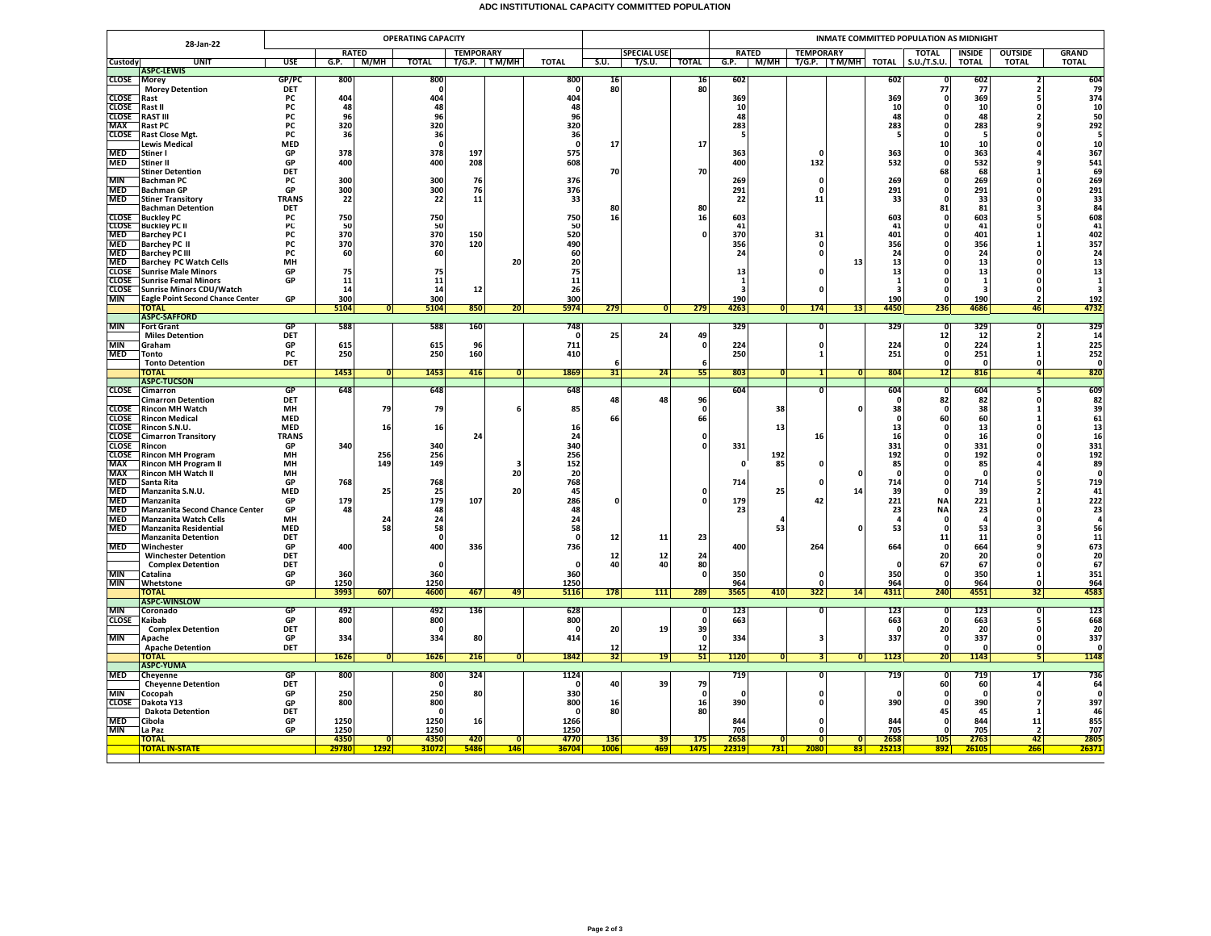# ADC INSTITUTIONAL CAPACITY COMMITTED POPULATION

| 28-Jan-22 | | | OPERATING CAPACITY | | | | | | | | | INMATE COMMITTED POPULATION AS MIDNIGHT | | | | | | | | |
|---|---|---|---|---|---|---|---|---|---|---|---|---|---|---|---|---|---|---|---|---|
| | | | RATED | | | TEMPORARY | | | | SPECIAL USE | | RATED | | TEMPORARY | | | TOTAL | INSIDE | OUTSIDE | GRAND |
| Custody | UNIT | USE | G.P. | M/MH | TOTAL | T/G.P. | T M/MH | TOTAL | S.U. | T/S.U. | TOTAL | G.P. | M/MH | T/G.P. | T M/MH | TOTAL | S.U./T.S.U. | TOTAL | TOTAL | TOTAL |
| | **ASPC-LEWIS** | | | | | | | | | | | | | | | | | | | |
| CLOSE | Morey | GP/PC | 800 | | 800 | | | 800 | 16 | | 16 | 602 | | | | 602 | 0 | 602 | 2 | 604 |
| | Morey Detention | DET | | | 0 | | | 0 | 80 | | 80 | | | | | | 77 | 77 | 2 | 79 |
| CLOSE | Rast | PC | 404 | | 404 | | | 404 | | | | 369 | | | | 369 | 0 | 369 | 5 | 374 |
| CLOSE | Rast II | PC | 48 | | 48 | | | 48 | | | | 10 | | | | 10 | 0 | 10 | 0 | 10 |
| CLOSE | RAST III | PC | 96 | | 96 | | | 96 | | | | 48 | | | | 48 | 0 | 48 | 2 | 50 |
| MAX | Rast PC | PC | 320 | | 320 | | | 320 | | | | 283 | | | | 283 | 0 | 283 | 9 | 292 |
| CLOSE | Rast Close Mgt. | PC | 36 | | 36 | | | 36 | | | | 5 | | | | 5 | 0 | 5 | 0 | 5 |
| | Lewis Medical | MED | | | 0 | | | 0 | 17 | | 17 | | | | | | 10 | 10 | 0 | 10 |
| MED | Stiner I | GP | 378 | | 378 | 197 | | 575 | | | | 363 | | 0 | | 363 | 0 | 363 | 4 | 367 |
| MED | Stiner II | GP | 400 | | 400 | 208 | | 608 | | | | 400 | | 132 | | 532 | 0 | 532 | 9 | 541 |
| | Stiner Detention | DET | | | | | | | 70 | | 70 | | | | | | 68 | 68 | 1 | 69 |
| MIN | Bachman PC | PC | 300 | | 300 | 76 | | 376 | | | | 269 | | 0 | | 269 | 0 | 269 | 0 | 269 |
| MED | Bachman GP | GP | 300 | | 300 | 76 | | 376 | | | | 291 | | 0 | | 291 | 0 | 291 | 0 | 291 |
| MED | Stiner Transitory | TRANS | 22 | | 22 | 11 | | 33 | | | | 22 | | 11 | | 33 | 0 | 33 | 0 | 33 |
| | Bachman Detention | DET | | | | | | | 80 | | 80 | | | | | | 81 | 81 | 3 | 84 |
| CLOSE | Buckley PC | PC | 750 | | 750 | | | 750 | 16 | | 16 | 603 | | | | 603 | 0 | 603 | 5 | 608 |
| CLOSE | Buckley PC II | PC | 50 | | 50 | | | 50 | | | | 41 | | | | 41 | 0 | 41 | 0 | 41 |
| MED | Barchey PC I | PC | 370 | | 370 | 150 | | 520 | | | 0 | 370 | | 31 | | 401 | 0 | 401 | 1 | 402 |
| MED | Barchey PC II | PC | 370 | | 370 | 120 | | 490 | | | | 356 | | 0 | | 356 | 0 | 356 | 1 | 357 |
| MED | Barchey PC III | PC | 60 | | 60 | | | 60 | | | | 24 | | 0 | | 24 | 0 | 24 | 0 | 24 |
| MED | Barchey PC Watch Cells | MH | | | | | 20 | 20 | | | | | | | 13 | 13 | 0 | 13 | 0 | 13 |
| CLOSE | Sunrise Male Minors | GP | 75 | | 75 | | | 75 | | | | 13 | | 0 | | 13 | 0 | 13 | 0 | 13 |
| CLOSE | Sunrise Femal Minors | GP | 11 | | 11 | | | 11 | | | | 1 | | | | 1 | 0 | 1 | 0 | 1 |
| CLOSE | Sunrise Minors CDU/Watch | | 14 | | 14 | 12 | | 26 | | | | 3 | | 0 | | 3 | 0 | 3 | 0 | 3 |
| MIN | Eagle Point Second Chance Center | GP | 300 | | 300 | | | 300 | | | | 190 | | | | 190 | 0 | 190 | 2 | 192 |
| | **TOTAL** | | **5104** | **0** | **5104** | **850** | **20** | **5974** | **279** | **0** | **279** | **4263** | **0** | **174** | **13** | **4450** | **236** | **4686** | **46** | **4732** |
| | **ASPC-SAFFORD** | | | | | | | | | | | | | | | | | | | |
| MIN | Fort Grant | GP | 588 | | 588 | 160 | | 748 | | | | 329 | | 0 | | 329 | 0 | 329 | 0 | 329 |
| | Miles Detention | DET | | | 0 | | | 0 | 25 | 24 | 49 | | | | | | 12 | 12 | 2 | 14 |
| MIN | Graham | GP | 615 | | 615 | 96 | | 711 | | | 0 | 224 | | 0 | | 224 | 0 | 224 | 1 | 225 |
| MED | Tonto | PC | 250 | | 250 | 160 | | 410 | | | | 250 | | 1 | | 251 | 0 | 251 | 1 | 252 |
| | Tonto Detention | DET | | | | | | | 6 | | 6 | | | | | | 0 | 0 | 0 | 0 |
| | **TOTAL** | | **1453** | **0** | **1453** | **416** | **0** | **1869** | **31** | **24** | **55** | **803** | **0** | **1** | **0** | **804** | **12** | **816** | **4** | **820** |
| | **ASPC-TUCSON** | | | | | | | | | | | | | | | | | | | |
| CLOSE | Cimarron | GP | 648 | | 648 | | | 648 | | | | 604 | | 0 | | 604 | 0 | 604 | 5 | 609 |
| | Cimarron Detention | DET | | | | | | | 48 | 48 | 96 | | | | | 0 | 82 | 82 | 0 | 82 |
| CLOSE | Rincon MH Watch | MH | | 79 | 79 | | 6 | 85 | | | 0 | | 38 | | 0 | 38 | 0 | 38 | 1 | 39 |
| CLOSE | Rincon Medical | MED | | | | | | | 66 | | 66 | | | | | 0 | 60 | 60 | 1 | 61 |
| CLOSE | Rincon S.N.U. | MED | | 16 | 16 | | | 16 | | | | | 13 | | | 13 | 0 | 13 | 0 | 13 |
| CLOSE | Cimarron Transitory | TRANS | | | | 24 | | 24 | | | 0 | | | 16 | | 16 | 0 | 16 | 0 | 16 |
| CLOSE | Rincon | GP | 340 | | 340 | | | 340 | | | 0 | 331 | | | | 331 | 0 | 331 | 0 | 331 |
| CLOSE | Rincon MH Program | MH | | 256 | 256 | | | 256 | | | | | 192 | | | 192 | 0 | 192 | 0 | 192 |
| MAX | Rincon MH Program II | MH | | 149 | 149 | | 3 | 152 | | | | 0 | 85 | 0 | | 85 | 0 | 85 | 4 | 89 |
| MAX | Rincon MH Watch II | MH | | | | | 20 | 20 | | | | | | | 0 | 0 | 0 | 0 | 0 | 0 |
| MED | Santa Rita | GP | 768 | | 768 | | | 768 | | | | 714 | | 0 | | 714 | 0 | 714 | 5 | 719 |
| MED | Manzanita S.N.U. | MED | | 25 | 25 | | 20 | 45 | | | 0 | | 25 | | 14 | 39 | 0 | 39 | 2 | 41 |
| MED | Manzanita | GP | 179 | | 179 | 107 | | 286 | 0 | | 0 | 179 | | 42 | | 221 | NA | 221 | 1 | 222 |
| MED | Manzanita Second Chance Center | GP | 48 | | 48 | | | 48 | | | | 23 | | | | 23 | NA | 23 | 0 | 23 |
| MED | Manzanita Watch Cells | MH | | 24 | 24 | | | 24 | | | | | 4 | | | 4 | 0 | 4 | 0 | 4 |
| MED | Manzanita Residential | MED | | 58 | 58 | | | 58 | | | | | 53 | | 0 | 53 | 0 | 53 | 3 | 56 |
| | Manzanita Detention | DET | | | 0 | | | 0 | 12 | 11 | 23 | | | | | | 11 | 11 | 0 | 11 |
| MED | Winchester | GP | 400 | | 400 | 336 | | 736 | | | | 400 | | 264 | | 664 | 0 | 664 | 9 | 673 |
| | Winchester Detention | DET | | | | | | | 12 | 12 | 24 | | | | | | 20 | 20 | 0 | 20 |
| | Complex Detention | DET | | | 0 | | | 0 | 40 | 40 | 80 | | | | | 0 | 67 | 67 | 0 | 67 |
| MIN | Catalina | GP | 360 | | 360 | | | 360 | | | 0 | 350 | | 0 | | 350 | 0 | 350 | 1 | 351 |
| MIN | Whetstone | GP | 1250 | | 1250 | | | 1250 | | | | 964 | | 0 | | 964 | 0 | 964 | 0 | 964 |
| | **TOTAL** | | **3993** | **607** | **4600** | **467** | **49** | **5116** | **178** | **111** | **289** | **3565** | **410** | **322** | **14** | **4311** | **240** | **4551** | **32** | **4583** |
| | **ASPC-WINSLOW** | | | | | | | | | | | | | | | | | | | |
| MIN | Coronado | GP | 492 | | 492 | 136 | | 628 | | | 0 | 123 | | 0 | | 123 | 0 | 123 | 0 | 123 |
| CLOSE | Kaibab | GP | 800 | | 800 | | | 800 | | | 0 | 663 | | | | 663 | 0 | 663 | 5 | 668 |
| | Complex Detention | DET | | | 0 | | | 0 | 20 | 19 | 39 | | | | | 0 | 20 | 20 | 0 | 20 |
| MIN | Apache | GP | 334 | | 334 | 80 | | 414 | | | 0 | 334 | | 3 | | 337 | 0 | 337 | 0 | 337 |
| | Apache Detention | DET | | | | | | | 12 | | 12 | | | | | | 0 | 0 | 0 | 0 |
| | **TOTAL** | | **1626** | **0** | **1626** | **216** | **0** | **1842** | **32** | **19** | **51** | **1120** | **0** | **3** | **0** | **1123** | **20** | **1143** | **5** | **1148** |
| | **ASPC-YUMA** | | | | | | | | | | | | | | | | | | | |
| MED | Cheyenne | GP | 800 | | 800 | 324 | | 1124 | | | | 719 | | 0 | | 719 | 0 | 719 | 17 | 736 |
| | Cheyenne Detention | DET | | | 0 | | | 0 | 40 | 39 | 79 | | | | | | 60 | 60 | 4 | 64 |
| MIN | Cocopah | GP | 250 | | 250 | 80 | | 330 | | | 0 | 0 | | 0 | | 0 | 0 | 0 | 0 | 0 |
| CLOSE | Dakota Y13 | GP | 800 | | 800 | | | 800 | 16 | | 16 | 390 | | 0 | | 390 | 0 | 390 | 7 | 397 |
| | Dakota Detention | DET | | | 0 | | | 0 | 80 | | 80 | | | | | | 45 | 45 | 1 | 46 |
| MED | Cibola | GP | 1250 | | 1250 | 16 | | 1266 | | | | 844 | | 0 | | 844 | 0 | 844 | 11 | 855 |
| MIN | La Paz | GP | 1250 | | 1250 | | | 1250 | | | | 705 | | 0 | | 705 | 0 | 705 | 2 | 707 |
| | **TOTAL** | | **4350** | **0** | **4350** | **420** | **0** | **4770** | **136** | **39** | **175** | **2658** | **0** | **0** | **0** | **2658** | **105** | **2763** | **42** | **2805** |
| | **TOTAL IN-STATE** | | **29780** | **1292** | **31072** | **5486** | **146** | **36704** | **1006** | **469** | **1475** | **22319** | **731** | **2080** | **83** | **25213** | **892** | **26105** | **266** | **26371** |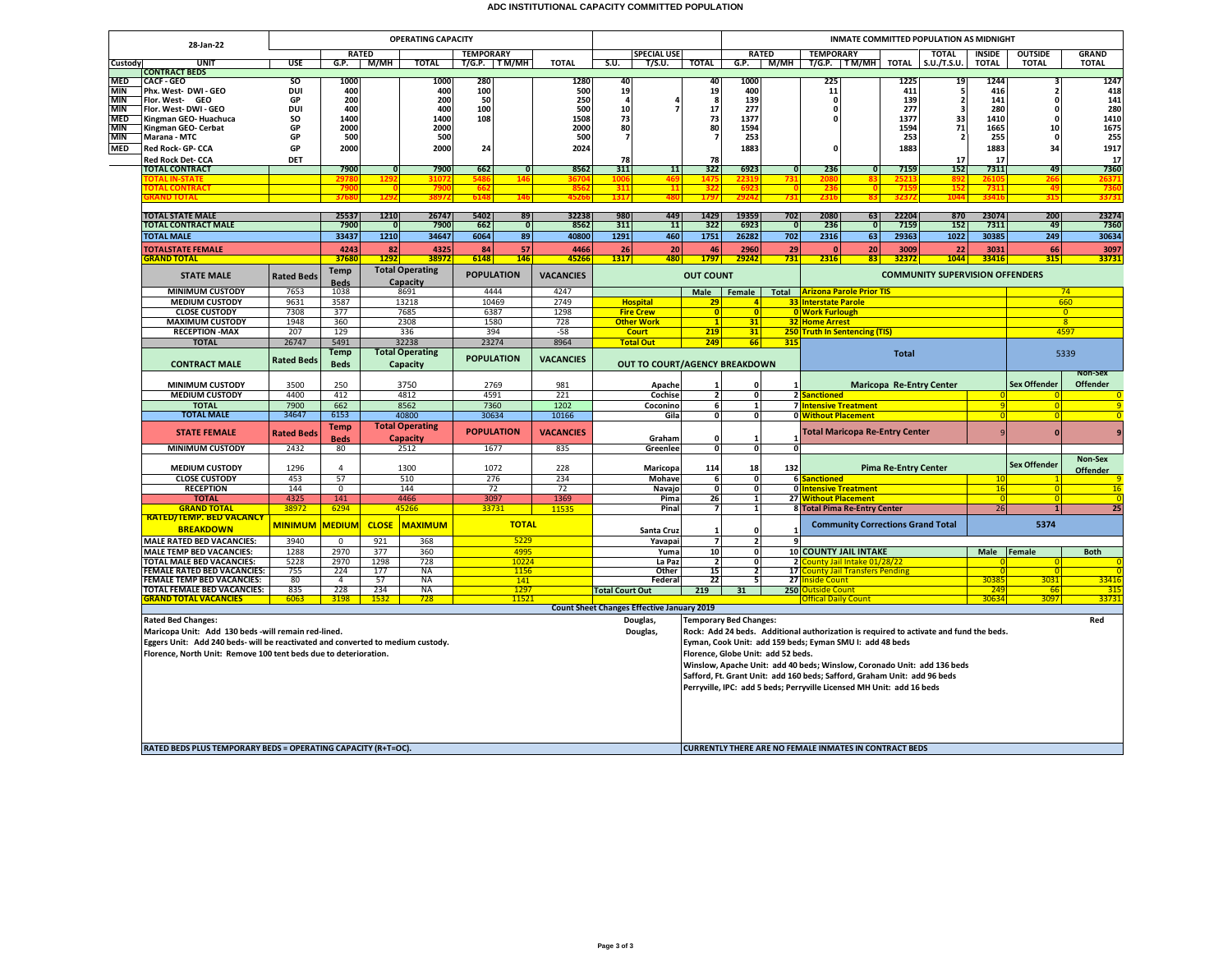# ADC INSTITUTIONAL CAPACITY COMMITTED POPULATION

| Custody | UNIT | USE | OPERATING CAPACITY: RATED G.P. | RATED M/MH | RATED TOTAL | TEMPORARY T/G.P. | TEMPORARY T M/MH | TOTAL | SPECIAL USE S.U. | SPECIAL USE T/S.U. | SPECIAL USE TOTAL | INMATE COMMITTED POPULATION: RATED G.P. | RATED M/MH | TEMPORARY T/G.P. | TEMPORARY T M/MH | TOTAL | TOTAL S.U./T.S.U. | INSIDE TOTAL | OUTSIDE TOTAL | GRAND TOTAL |
|---|---|---|---|---|---|---|---|---|---|---|---|---|---|---|---|---|---|---|---|---|
| | **28-Jan-22** | | | | | | | | | | | | | | | | | | | |
| | **CONTRACT BEDS** | | | | | | | | | | | | | | | | | | | |
| MED | CACF - GEO | SO | 1000 | | 1000 | 280 | | 1280 | 40 | | 40 | 1000 | | 225 | | 1225 | 19 | 1244 | 3 | 1247 |
| MIN | Phx. West- DWI - GEO | DUI | 400 | | 400 | 100 | | 500 | 19 | | 19 | 400 | | 11 | | 411 | 5 | 416 | 2 | 418 |
| MIN | Flor. West- GEO | GP | 200 | | 200 | 50 | | 250 | 4 | 4 | 8 | 139 | | 0 | | 139 | 2 | 141 | 0 | 141 |
| MIN | Flor. West- DWI - GEO | DUI | 400 | | 400 | 100 | | 500 | 10 | 7 | 17 | 277 | | 0 | | 277 | 3 | 280 | 0 | 280 |
| MED | Kingman GEO- Huachuca | SO | 1400 | | 1400 | 108 | | 1508 | 73 | | 73 | 1377 | | 0 | | 1377 | 33 | 1410 | 0 | 1410 |
| MIN | Kingman GEO- Cerbat | GP | 2000 | | 2000 | | | 2000 | 80 | | 80 | 1594 | | | | 1594 | 71 | 1665 | 10 | 1675 |
| MIN | Marana - MTC | GP | 500 | | 500 | | | 500 | 7 | | 7 | 253 | | | | 253 | 2 | 255 | 0 | 255 |
| MED | Red Rock- GP- CCA | GP | 2000 | | 2000 | 24 | | 2024 | | | | 1883 | | 0 | | 1883 | | 1883 | 34 | 1917 |
| | Red Rock Det- CCA | DET | | | | | | | 78 | | 78 | | | | | | 17 | 17 | | 17 |
| | TOTAL CONTRACT | | 7900 | 0 | 7900 | 662 | 0 | 8562 | 311 | 11 | 322 | 6923 | 0 | 236 | 0 | 7159 | 152 | 7311 | 49 | 7360 |
| | TOTAL IN-STATE | | 29780 | 1292 | 31072 | 5486 | 146 | 36704 | 1006 | 469 | 1475 | 22319 | 731 | 2080 | 83 | 25213 | 892 | 26105 | 266 | 26371 |
| | TOTAL CONTRACT | | 7900 | 0 | 7900 | 662 | | 8562 | 311 | 11 | 322 | 6923 | 0 | 236 | 0 | 7159 | 152 | 7311 | 49 | 7360 |
| | GRAND TOTAL | | 37680 | 1292 | 38972 | 6148 | 146 | 45266 | 1317 | 480 | 1797 | 29242 | 731 | 2316 | 83 | 32372 | 1044 | 33416 | 315 | 33731 |
| | TOTAL STATE MALE | | 25537 | 1210 | 26747 | 5402 | 89 | 32238 | 980 | 449 | 1429 | 19359 | 702 | 2080 | 63 | 22204 | 870 | 23074 | 200 | 23274 |
| | TOTAL CONTRACT MALE | | 7900 | 0 | 7900 | 662 | 0 | 8562 | 311 | 11 | 322 | 6923 | 0 | 236 | 0 | 7159 | 152 | 7311 | 49 | 7360 |
| | TOTAL MALE | | 33437 | 1210 | 34647 | 6064 | 89 | 40800 | 1291 | 460 | 1751 | 26282 | 702 | 2316 | 63 | 29363 | 1022 | 30385 | 249 | 30634 |
| | TOTALSTATE FEMALE | | 4243 | 82 | 4325 | 84 | 57 | 4466 | 26 | 20 | 46 | 2960 | 29 | 0 | 20 | 3009 | 22 | 3031 | 66 | 3097 |
| | GRAND TOTAL | | 37680 | 1292 | 38972 | 6148 | 146 | 45266 | 1317 | 480 | 1797 | 29242 | 731 | 2316 | 83 | 32372 | 1044 | 33416 | 315 | 33731 |

| STATE MALE | Rated Beds | Temp Beds | Total Operating Capacity | POPULATION | VACANCIES |
|---|---|---|---|---|---|
| MINIMUM CUSTODY | 7653 | 1038 | 8691 | 4444 | 4247 |
| MEDIUM CUSTODY | 9631 | 3587 | 13218 | 10469 | 2749 |
| CLOSE CUSTODY | 7308 | 377 | 7685 | 6387 | 1298 |
| MAXIMUM CUSTODY | 1948 | 360 | 2308 | 1580 | 728 |
| RECEPTION -MAX | 207 | 129 | 336 | 394 | -58 |
| TOTAL | 26747 | 5491 | 32238 | 23274 | 8964 |

| CONTRACT MALE | Rated Beds | Temp Beds | Total Operating Capacity | POPULATION | VACANCIES |
|---|---|---|---|---|---|
| MINIMUM CUSTODY | 3500 | 250 | 3750 | 2769 | 981 |
| MEDIUM CUSTODY | 4400 | 412 | 4812 | 4591 | 221 |
| TOTAL | 7900 | 662 | 8562 | 7360 | 1202 |
| TOTAL MALE | 34647 | 6153 | 40800 | 30634 | 10166 |

| STATE FEMALE | Rated Beds | Temp Beds | Total Operating Capacity | POPULATION | VACANCIES |
|---|---|---|---|---|---|
| MINIMUM CUSTODY | 2432 | 80 | 2512 | 1677 | 835 |
| MEDIUM CUSTODY | 1296 | 4 | 1300 | 1072 | 228 |
| CLOSE CUSTODY | 453 | 57 | 510 | 276 | 234 |
| RECEPTION | 144 | 0 | 144 | 72 | 72 |
| TOTAL | 4325 | 141 | 4466 | 3097 | 1369 |
| GRAND TOTAL | 38972 | 6294 | 45266 | 33731 | 11535 |

| RATED/TEMP. BED VACANCY BREAKDOWN | MINIMUM | MEDIUM | CLOSE | MAXIMUM | TOTAL |
|---|---|---|---|---|---|
| MALE RATED BED VACANCIES: | 3940 | 0 | 921 | 368 | 5229 |
| MALE TEMP BED VACANCIES: | 1288 | 2970 | 377 | 360 | 4995 |
| TOTAL MALE BED VACANCIES: | 5228 | 2970 | 1298 | 728 | 10224 |
| FEMALE RATED BED VACANCIES: | 755 | 224 | 177 | NA | 1156 |
| FEMALE TEMP BED VACANCIES: | 80 | 4 | 57 | NA | 141 |
| TOTAL FEMALE BED VACANCIES: | 835 | 228 | 234 | NA | 1297 |
| GRAND TOTAL VACANCIES | 6063 | 3198 | 1532 | 728 | 11521 |

| OUT COUNT | Male | Female | Total |
|---|---|---|---|
| Hospital | 29 | 4 | 33 |
| Fire Crew | 0 | 0 | 0 |
| Other Work | 1 | 31 | 32 |
| Court | 219 | 31 | 250 |
| Total Out | 249 | 66 | 315 |

| OUT TO COURT/AGENCY BREAKDOWN | Male | Female | Total |
|---|---|---|---|
| Apache | 1 | 0 | 1 |
| Cochise | 2 | 0 | 2 |
| Coconino | 6 | 1 | 7 |
| Gila | 0 | 0 | 0 |
| Graham | 0 | 1 | 1 |
| Greenlee | 0 | 0 | 0 |
| Maricopa | 114 | 18 | 132 |
| Mohave | 6 | 0 | 6 |
| Navajo | 0 | 0 | 0 |
| Pima | 26 | 1 | 27 |
| Pinal | 7 | 1 | 8 |
| Santa Cruz | 1 | 0 | 1 |
| Yavapai | 7 | 2 | 9 |
| Yuma | 10 | 0 | 10 |
| La Paz | 2 | 0 | 2 |
| Other | 15 | 2 | 17 |
| Federal | 22 | 5 | 27 |
| Total Court Out | 219 | 31 | 250 |

| COMMUNITY SUPERVISION OFFENDERS | |
|---|---|
| Arizona Parole Prior TIS | 74 |
| Interstate Parole | 660 |
| Work Furlough | 0 |
| Home Arrest | 8 |
| Truth In Sentencing (TIS) | 4597 |
| Total | 5339 |

| Maricopa Re-Entry Center | | Sex Offender | Non-Sex Offender |
|---|---|---|---|
| Sanctioned | 0 | 0 | 0 |
| Intensive Treatment | 9 | 0 | 9 |
| Without Placement | 0 | 0 | 0 |
| Total Maricopa Re-Entry Center | 9 | 0 | 9 |

| Pima Re-Entry Center | | Sex Offender | Non-Sex Offender |
|---|---|---|---|
| Sanctioned | 10 | 1 | 9 |
| Intensive Treatment | 16 | 0 | 16 |
| Without Placement | 0 | 0 | 0 |
| Total Pima Re-Entry Center | 26 | 1 | 25 |

| Community Corrections Grand Total | 5374 |
|---|---|

| COUNTY JAIL INTAKE | Male | Female | Both |
|---|---|---|---|
| County Jail Intake 01/28/22 | 0 | 0 | 0 |
| County Jail Transfers Pending | 0 | 0 | 0 |
| Inside Count | 30385 | 3031 | 33416 |
| Outside Count | 249 | 66 | 315 |
| Offical Daily Count | 30634 | 3097 | 33731 |

**Count Sheet Changes Effective January 2019**

**Rated Bed Changes:** Douglas, Douglas,

**Maricopa Unit: Add 130 beds -will remain red-lined.**

**Eggers Unit: Add 240 beds- will be reactivated and converted to medium custody.**

**Florence, North Unit: Remove 100 tent beds due to deterioration.**

**Temporary Bed Changes:** Red Rock: Add 24 beds. Additional authorization is required to activate and fund the beds.

Eyman, Cook Unit: add 159 beds; Eyman SMU I: add 48 beds

Florence, Globe Unit: add 52 beds.

Winslow, Apache Unit: add 40 beds; Winslow, Coronado Unit: add 136 beds

Safford, Ft. Grant Unit: add 160 beds; Safford, Graham Unit: add 96 beds

Perryville, IPC: add 5 beds; Perryville Licensed MH Unit: add 16 beds

**RATED BEDS PLUS TEMPORARY BEDS = OPERATING CAPACITY (R+T=OC).**

**CURRENTLY THERE ARE NO FEMALE INMATES IN CONTRACT BEDS**